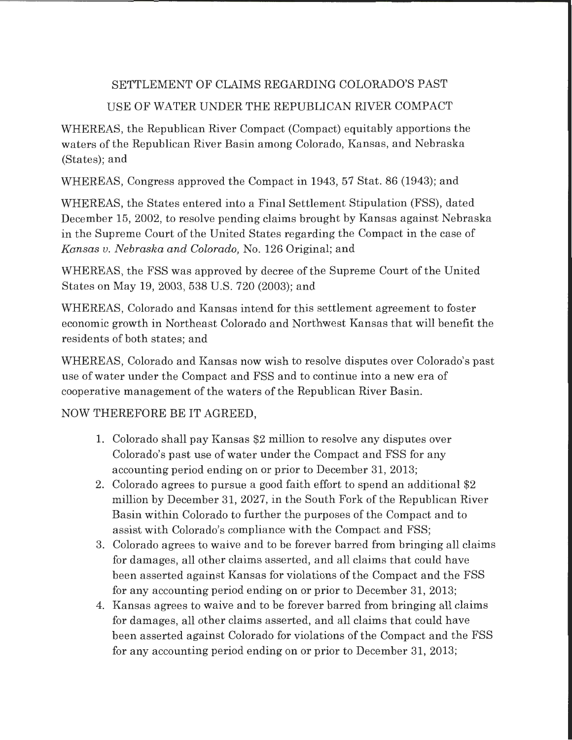# SETTLEMENT OF CLAIMS REGARDING COLORADO'S PAST USE OF WATER UNDER THE REPUBLICAN RIVER COMPACT

WHEREAS, the Republican River Compact (Compact) equitably apportions the waters of the Republican River Basin among Colorado, Kansas, and Nebraska (States); and

WHEREAS, Congress approved the Compact in 1943, 57 Stat. 86 (1943); and

WHEREAS, the States entered into a Final Settlement Stipulation (FSS), dated December 15, 2002, to resolve pending claims brought by Kansas against Nebraska in the Supreme Court of the United States regarding the Compact in the case of *Kansas v. Nebraska and Colorado,* No. 126 Original; and

WHEREAS, the FSS was approved by decree of the Supreme Court of the United States on May 19, 2003, 538 U.S. 720 (2003); and

WHEREAS, Colorado and Kansas intend for this settlement agreement to foster economic growth in Northeast Colorado and Northwest Kansas that will benefit the residents of both states; and

WHEREAS, Colorado and Kansas now wish to resolve disputes over Colorado's past use of water under the Compact and FSS and to continue into a new era of cooperative management of the waters of the Republican River Basin.

NOW THEREFORE BE IT AGREED,

1. Colorado shall pay Kansas $2 million to resolve any disputes over Colorado's past use of water under the Compact and FSS for any accounting period ending on or prior to December 31, 2013;
2. Colorado agrees to pursue a good faith effort to spend an additional $2 million by December 31, 2027, in the South Fork of the Republican River Basin within Colorado to further the purposes of the Compact and to assist with Colorado's compliance with the Compact and FSS;
3. Colorado agrees to waive and to be forever barred from bringing all claims for damages, all other claims asserted, and all claims that could have been asserted against Kansas for violations of the Compact and the FSS for any accounting period ending on or prior to December 31, 2013;
4. Kansas agrees to waive and to be forever barred from bringing all claims for damages, all other claims asserted, and all claims that could have been asserted against Colorado for violations of the Compact and the FSS for any accounting period ending on or prior to December 31, 2013;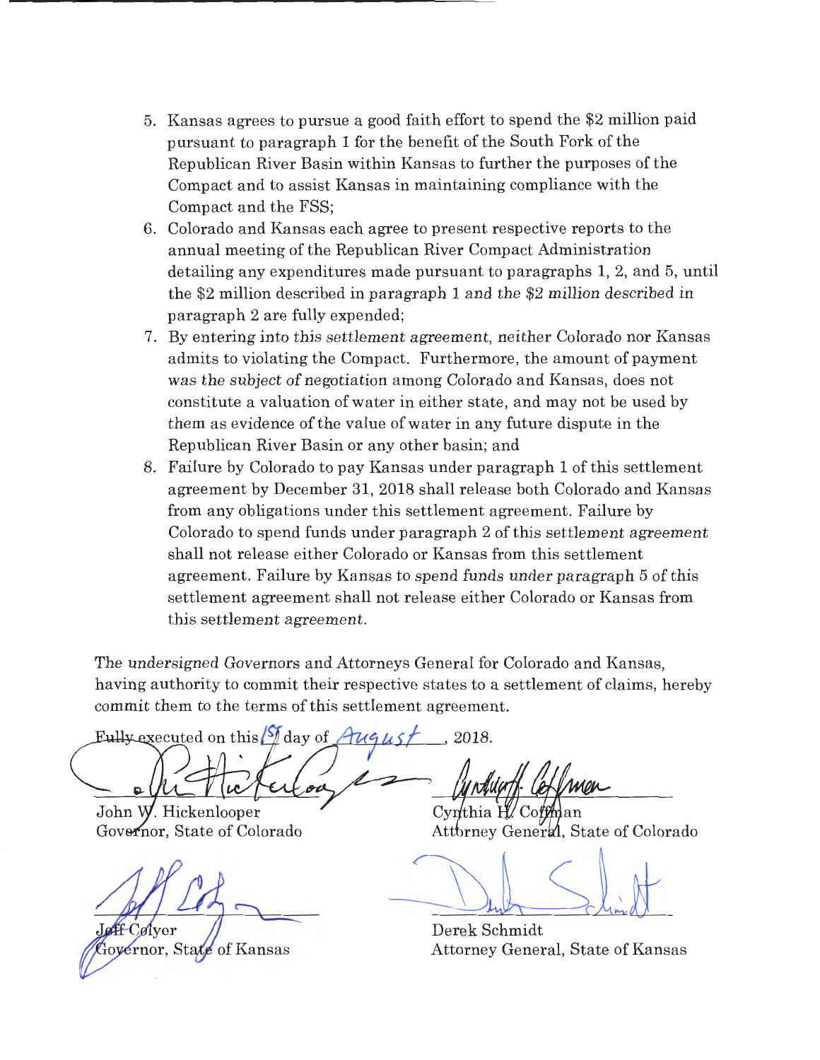5. Kansas agrees to pursue a good faith effort to spend the $2 million paid pursuant to paragraph 1 for the benefit of the South Fork of the Republican River Basin within Kansas to further the purposes of the Compact and to assist Kansas in maintaining compliance with the Compact and the FSS;
6. Colorado and Kansas each agree to present respective reports to the annual meeting of the Republican River Compact Administration detailing any expenditures made pursuant to paragraphs 1, 2, and 5, until the $2 million described in paragraph 1 and the $2 million described in paragraph 2 are fully expended;
7. By entering into this settlement agreement, neither Colorado nor Kansas admits to violating the Compact. Furthermore, the amount of payment was the subject of negotiation among Colorado and Kansas, does not constitute a valuation of water in either state, and may not be used by them as evidence of the value of water in any future dispute in the Republican River Basin or any other basin; and
8. Failure by Colorado to pay Kansas under paragraph 1 of this settlement agreement by December 31, 2018 shall release both Colorado and Kansas from any obligations under this settlement agreement. Failure by Colorado to spend funds under paragraph 2 of this settlement agreement shall not release either Colorado or Kansas from this settlement agreement. Failure by Kansas to spend funds under paragraph 5 of this settlement agreement shall not release either Colorado or Kansas from this settlement agreement.

The undersigned Governors and Attorneys General for Colorado and Kansas, having authority to commit their respective states to a settlement of claims, hereby commit them to the terms of this settlement agreement.

Fully executed on this 1st day of August, 2018.

John W. Hickenlooper
Governor, State of Colorado

Cynthia H. Coffman
Attorney General, State of Colorado

Jeff Colyer
Governor, State of Kansas

Derek Schmidt
Attorney General, State of Kansas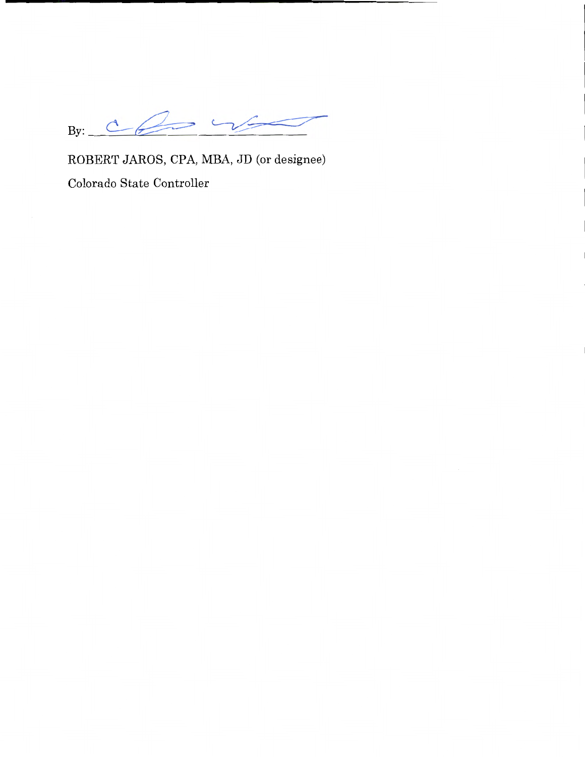By: ______________________

ROBERT JAROS, CPA, MBA, JD (or designee)

Colorado State Controller